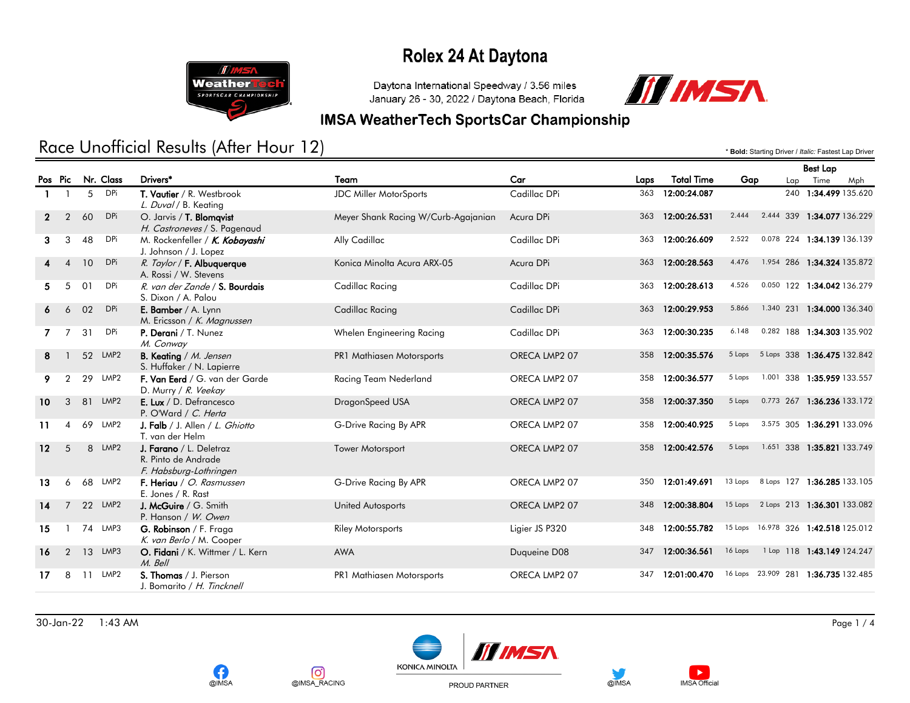# Rolex 24 At Daytona

Daytona International Speedway / 3.56 miles
January 26 - 30, 2022 / Daytona Beach, Florida

## IMSA WeatherTech SportsCar Championship

## Race Unofficial Results (After Hour 12)

\* **Bold:** Starting Driver / *Italic:* Fastest Lap Driver

| Pos | Pic | Nr. | Class | Drivers* | Team | Car | Laps | Total Time | Gap | | Best Lap | | |
|---|---|---|---|---|---|---|---|---|---|---|---|---|---|
| | | | | | | | | | | | Lap | Time | Mph |
| 1 | 1 | 5 | DPi | **T. Vautier** / R. Westbrook<br>*L. Duval* / B. Keating | JDC Miller MotorSports | Cadillac DPi | 363 | 12:00:24.087 | | | 240 | 1:34.499 | 135.620 |
| 2 | 2 | 60 | DPi | O. Jarvis / **T. Blomqvist**<br>*H. Castroneves* / S. Pagenaud | Meyer Shank Racing W/Curb-Agajanian | Acura DPi | 363 | 12:00:26.531 | 2.444 | 2.444 | 339 | 1:34.077 | 136.229 |
| 3 | 3 | 48 | DPi | M. Rockenfeller / ***K. Kobayashi***<br>J. Johnson / J. Lopez | Ally Cadillac | Cadillac DPi | 363 | 12:00:26.609 | 2.522 | 0.078 | 224 | 1:34.139 | 136.139 |
| 4 | 4 | 10 | DPi | *R. Taylor* / **F. Albuquerque**<br>A. Rossi / W. Stevens | Konica Minolta Acura ARX-05 | Acura DPi | 363 | 12:00:28.563 | 4.476 | 1.954 | 286 | 1:34.324 | 135.872 |
| 5 | 5 | 01 | DPi | *R. van der Zande* / **S. Bourdais**<br>S. Dixon / A. Palou | Cadillac Racing | Cadillac DPi | 363 | 12:00:28.613 | 4.526 | 0.050 | 122 | 1:34.042 | 136.279 |
| 6 | 6 | 02 | DPi | **E. Bamber** / A. Lynn<br>M. Ericsson / *K. Magnussen* | Cadillac Racing | Cadillac DPi | 363 | 12:00:29.953 | 5.866 | 1.340 | 231 | 1:34.000 | 136.340 |
| 7 | 7 | 31 | DPi | **P. Derani** / T. Nunez<br>*M. Conway* | Whelen Engineering Racing | Cadillac DPi | 363 | 12:00:30.235 | 6.148 | 0.282 | 188 | 1:34.303 | 135.902 |
| 8 | 1 | 52 | LMP2 | **B. Keating** / *M. Jensen*<br>S. Huffaker / N. Lapierre | PR1 Mathiasen Motorsports | ORECA LMP2 07 | 358 | 12:00:35.576 | 5 Laps | 5 Laps | 338 | 1:36.475 | 132.842 |
| 9 | 2 | 29 | LMP2 | **F. Van Eerd** / G. van der Garde<br>D. Murry / *R. Veekay* | Racing Team Nederland | ORECA LMP2 07 | 358 | 12:00:36.577 | 5 Laps | 1.001 | 338 | 1:35.959 | 133.557 |
| 10 | 3 | 81 | LMP2 | **E. Lux** / D. Defrancesco<br>P. O'Ward / *C. Herta* | DragonSpeed USA | ORECA LMP2 07 | 358 | 12:00:37.350 | 5 Laps | 0.773 | 267 | 1:36.236 | 133.172 |
| 11 | 4 | 69 | LMP2 | **J. Falb** / J. Allen / *L. Ghiotto*<br>T. van der Helm | G-Drive Racing By APR | ORECA LMP2 07 | 358 | 12:00:40.925 | 5 Laps | 3.575 | 305 | 1:36.291 | 133.096 |
| 12 | 5 | 8 | LMP2 | **J. Farano** / L. Deletraz<br>R. Pinto de Andrade<br>*F. Habsburg-Lothringen* | Tower Motorsport | ORECA LMP2 07 | 358 | 12:00:42.576 | 5 Laps | 1.651 | 338 | 1:35.821 | 133.749 |
| 13 | 6 | 68 | LMP2 | **F. Heriau** / *O. Rasmussen*<br>E. Jones / R. Rast | G-Drive Racing By APR | ORECA LMP2 07 | 350 | 12:01:49.691 | 13 Laps | 8 Laps | 127 | 1:36.285 | 133.105 |
| 14 | 7 | 22 | LMP2 | **J. McGuire** / G. Smith<br>P. Hanson / *W. Owen* | United Autosports | ORECA LMP2 07 | 348 | 12:00:38.804 | 15 Laps | 2 Laps | 213 | 1:36.301 | 133.082 |
| 15 | 1 | 74 | LMP3 | **G. Robinson** / F. Fraga<br>*K. van Berlo* / M. Cooper | Riley Motorsports | Ligier JS P320 | 348 | 12:00:55.782 | 15 Laps | 16.978 | 326 | 1:42.518 | 125.012 |
| 16 | 2 | 13 | LMP3 | **O. Fidani** / K. Wittmer / L. Kern<br>*M. Bell* | AWA | Duqueine D08 | 347 | 12:00:36.561 | 16 Laps | 1 Lap | 118 | 1:43.149 | 124.247 |
| 17 | 8 | 11 | LMP2 | **S. Thomas** / J. Pierson<br>J. Bomarito / *H. Tincknell* | PR1 Mathiasen Motorsports | ORECA LMP2 07 | 347 | 12:01:00.470 | 16 Laps | 23.909 | 281 | 1:36.735 | 132.485 |

30-Jan-22 1:43 AM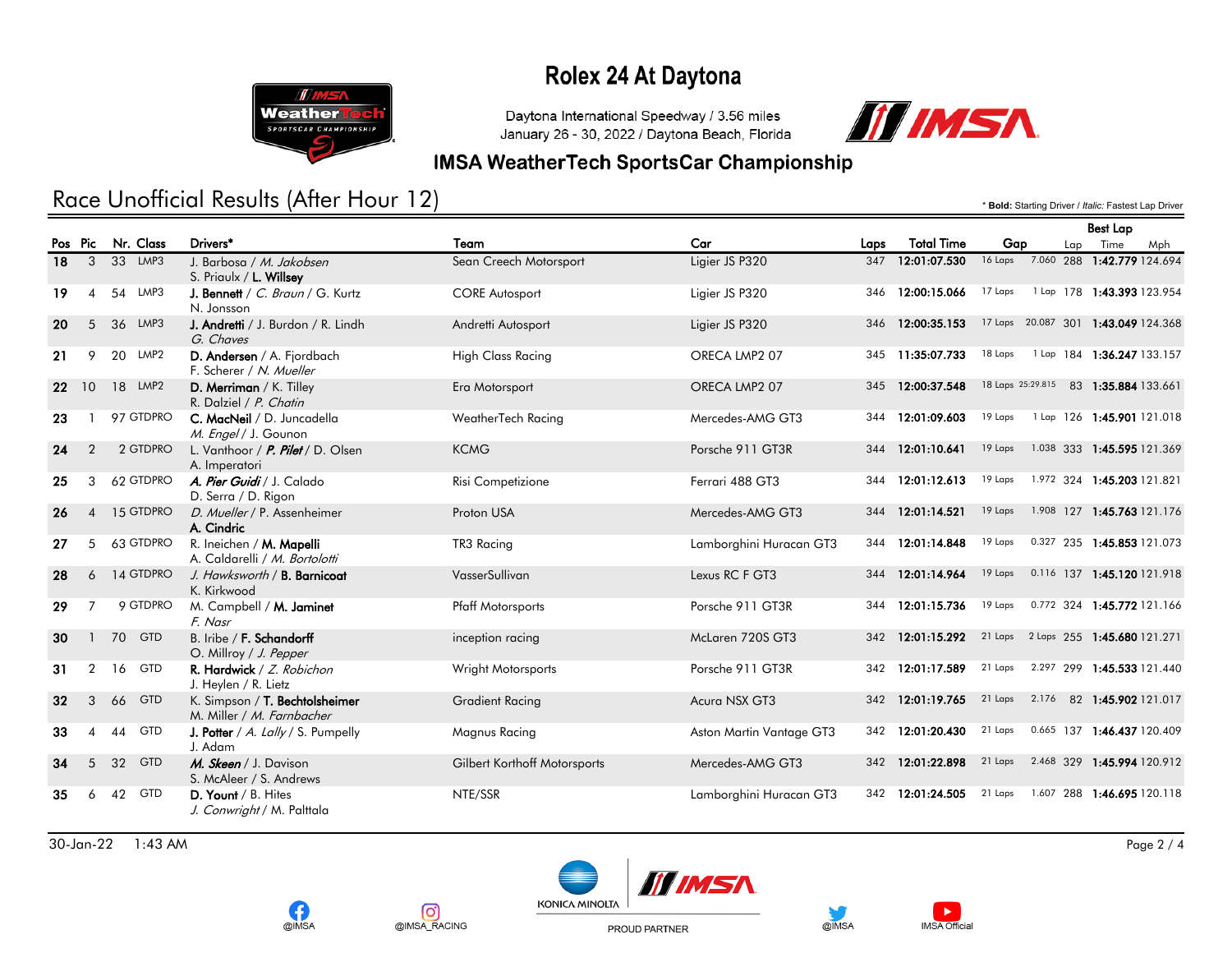# Rolex 24 At Daytona

Daytona International Speedway / 3.56 miles
January 26 - 30, 2022 / Daytona Beach, Florida

## IMSA WeatherTech SportsCar Championship

## Race Unofficial Results (After Hour 12)

\* **Bold**: Starting Driver / *Italic*: Fastest Lap Driver

| Pos | Pic | Nr. | Class | Drivers* | Team | Car | Laps | Total Time | Gap | | Best Lap | | |
|---|---|---|---|---|---|---|---|---|---|---|---|---|---|
| | | | | | | | | | | | Lap | Time | Mph |
| 18 | 3 | 33 | LMP3 | J. Barbosa / *M. Jakobsen* S. Priaulx / **L. Willsey** | Sean Creech Motorsport | Ligier JS P320 | 347 | 12:01:07.530 | 16 Laps | 7.060 | 288 | 1:42.779 | 124.694 |
| 19 | 4 | 54 | LMP3 | **J. Bennett** / *C. Braun* / G. Kurtz N. Jonsson | CORE Autosport | Ligier JS P320 | 346 | 12:00:15.066 | 17 Laps | 1 Lap | 178 | 1:43.393 | 123.954 |
| 20 | 5 | 36 | LMP3 | **J. Andretti** / J. Burdon / R. Lindh *G. Chaves* | Andretti Autosport | Ligier JS P320 | 346 | 12:00:35.153 | 17 Laps | 20.087 | 301 | 1:43.049 | 124.368 |
| 21 | 9 | 20 | LMP2 | **D. Andersen** / A. Fjordbach F. Scherer / *N. Mueller* | High Class Racing | ORECA LMP2 07 | 345 | 11:35:07.733 | 18 Laps | 1 Lap | 184 | 1:36.247 | 133.157 |
| 22 | 10 | 18 | LMP2 | **D. Merriman** / K. Tilley R. Dalziel / *P. Chatin* | Era Motorsport | ORECA LMP2 07 | 345 | 12:00:37.548 | 18 Laps | 25:29.815 | 83 | 1:35.884 | 133.661 |
| 23 | 1 | 97 | GTDPRO | **C. MacNeil** / D. Juncadella *M. Engel* / J. Gounon | WeatherTech Racing | Mercedes-AMG GT3 | 344 | 12:01:09.603 | 19 Laps | 1 Lap | 126 | 1:45.901 | 121.018 |
| 24 | 2 | 2 | GTDPRO | L. Vanthoor / ***P. Pilet*** / D. Olsen A. Imperatori | KCMG | Porsche 911 GT3R | 344 | 12:01:10.641 | 19 Laps | 1.038 | 333 | 1:45.595 | 121.369 |
| 25 | 3 | 62 | GTDPRO | ***A. Pier Guidi*** / J. Calado D. Serra / D. Rigon | Risi Competizione | Ferrari 488 GT3 | 344 | 12:01:12.613 | 19 Laps | 1.972 | 324 | 1:45.203 | 121.821 |
| 26 | 4 | 15 | GTDPRO | *D. Mueller* / P. Assenheimer **A. Cindric** | Proton USA | Mercedes-AMG GT3 | 344 | 12:01:14.521 | 19 Laps | 1.908 | 127 | 1:45.763 | 121.176 |
| 27 | 5 | 63 | GTDPRO | R. Ineichen / **M. Mapelli** A. Caldarelli / *M. Bortolotti* | TR3 Racing | Lamborghini Huracan GT3 | 344 | 12:01:14.848 | 19 Laps | 0.327 | 235 | 1:45.853 | 121.073 |
| 28 | 6 | 14 | GTDPRO | *J. Hawksworth* / **B. Barnicoat** K. Kirkwood | VasserSullivan | Lexus RC F GT3 | 344 | 12:01:14.964 | 19 Laps | 0.116 | 137 | 1:45.120 | 121.918 |
| 29 | 7 | 9 | GTDPRO | M. Campbell / **M. Jaminet** *F. Nasr* | Pfaff Motorsports | Porsche 911 GT3R | 344 | 12:01:15.736 | 19 Laps | 0.772 | 324 | 1:45.772 | 121.166 |
| 30 | 1 | 70 | GTD | B. Iribe / **F. Schandorff** O. Millroy / *J. Pepper* | inception racing | McLaren 720S GT3 | 342 | 12:01:15.292 | 21 Laps | 2 Laps | 255 | 1:45.680 | 121.271 |
| 31 | 2 | 16 | GTD | **R. Hardwick** / *Z. Robichon* J. Heylen / R. Lietz | Wright Motorsports | Porsche 911 GT3R | 342 | 12:01:17.589 | 21 Laps | 2.297 | 299 | 1:45.533 | 121.440 |
| 32 | 3 | 66 | GTD | K. Simpson / **T. Bechtolsheimer** M. Miller / *M. Farnbacher* | Gradient Racing | Acura NSX GT3 | 342 | 12:01:19.765 | 21 Laps | 2.176 | 82 | 1:45.902 | 121.017 |
| 33 | 4 | 44 | GTD | **J. Potter** / *A. Lally* / S. Pumpelly J. Adam | Magnus Racing | Aston Martin Vantage GT3 | 342 | 12:01:20.430 | 21 Laps | 0.665 | 137 | 1:46.437 | 120.409 |
| 34 | 5 | 32 | GTD | ***M. Skeen*** / J. Davison S. McAleer / S. Andrews | Gilbert Korthoff Motorsports | Mercedes-AMG GT3 | 342 | 12:01:22.898 | 21 Laps | 2.468 | 329 | 1:45.994 | 120.912 |
| 35 | 6 | 42 | GTD | **D. Yount** / B. Hites *J. Conwright* / M. Palttala | NTE/SSR | Lamborghini Huracan GT3 | 342 | 12:01:24.505 | 21 Laps | 1.607 | 288 | 1:46.695 | 120.118 |

30-Jan-22 1:43 AM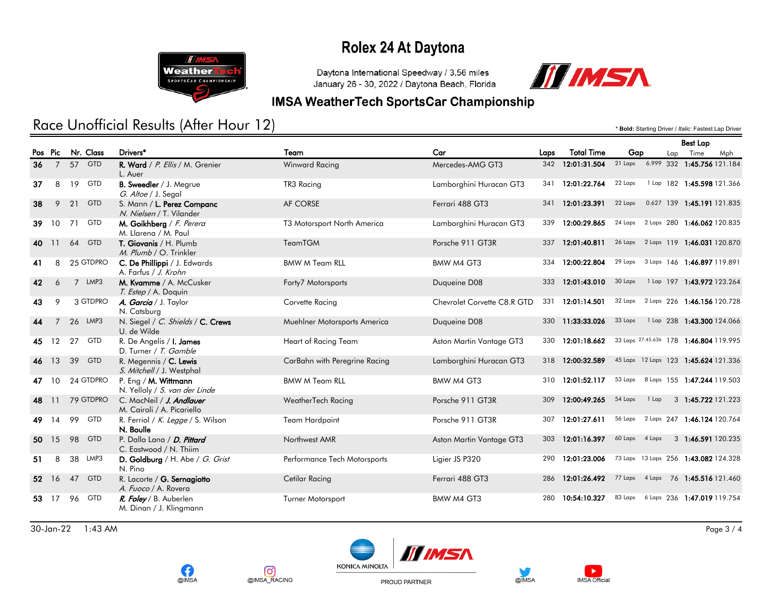# Rolex 24 At Daytona

Daytona International Speedway / 3.56 miles
January 26 - 30, 2022 / Daytona Beach, Florida

## IMSA WeatherTech SportsCar Championship

## Race Unofficial Results (After Hour 12)

\* **Bold**: Starting Driver / *Italic*: Fastest Lap Driver

| Pos | Pic | Nr. | Class | Drivers* | Team | Car | Laps | Total Time | Gap | | Best Lap | | |
|---|---|---|---|---|---|---|---|---|---|---|---|---|---|
| | | | | | | | | | | | Lap | Time | Mph |
| **36** | 7 | 57 | GTD | **R. Ward** / *P. Ellis* / M. Grenier<br>L. Auer | Winward Racing | Mercedes-AMG GT3 | 342 | **12:01:31.504** | 21 Laps | 6.999 | 332 | **1:45.756** | 121.184 |
| **37** | 8 | 19 | GTD | **B. Sweedler** / J. Megrue<br>*G. Altoe* / J. Segal | TR3 Racing | Lamborghini Huracan GT3 | 341 | **12:01:22.764** | 22 Laps | 1 Lap | 182 | **1:45.598** | 121.366 |
| **38** | 9 | 21 | GTD | S. Mann / **L. Perez Companc**<br>*N. Nielsen* / T. Vilander | AF CORSE | Ferrari 488 GT3 | 341 | **12:01:23.391** | 22 Laps | 0.627 | 139 | **1:45.191** | 121.835 |
| **39** | 10 | 71 | GTD | **M. Goikhberg** / *F. Perera*<br>M. Llarena / M. Paul | T3 Motorsport North America | Lamborghini Huracan GT3 | 339 | **12:00:29.865** | 24 Laps | 2 Laps | 280 | **1:46.062** | 120.835 |
| **40** | 11 | 64 | GTD | **T. Giovanis** / H. Plumb<br>*M. Plumb* / O. Trinkler | TeamTGM | Porsche 911 GT3R | 337 | **12:01:40.811** | 26 Laps | 2 Laps | 119 | **1:46.031** | 120.870 |
| **41** | 8 | 25 | GTDPRO | **C. De Phillippi** / J. Edwards<br>A. Farfus / *J. Krohn* | BMW M Team RLL | BMW M4 GT3 | 334 | **12:00:22.804** | 29 Laps | 3 Laps | 146 | **1:46.897** | 119.891 |
| **42** | 6 | 7 | LMP3 | **M. Kvamme** / A. McCusker<br>*T. Estep* / A. Doquin | Forty7 Motorsports | Duqueine D08 | 333 | **12:01:43.010** | 30 Laps | 1 Lap | 197 | **1:43.972** | 123.264 |
| **43** | 9 | 3 | GTDPRO | ***A. Garcia*** / J. Taylor<br>N. Catsburg | Corvette Racing | Chevrolet Corvette C8.R GTD | 331 | **12:01:14.501** | 32 Laps | 2 Laps | 226 | **1:46.156** | 120.728 |
| **44** | 7 | 26 | LMP3 | N. Siegel / *C. Shields* / **C. Crews**<br>U. de Wilde | Muehlner Motorsports America | Duqueine D08 | 330 | **11:33:33.026** | 33 Laps | 1 Lap | 238 | **1:43.300** | 124.066 |
| **45** | 12 | 27 | GTD | R. De Angelis / **I. James**<br>D. Turner / *T. Gamble* | Heart of Racing Team | Aston Martin Vantage GT3 | 330 | **12:01:18.662** | 33 Laps | 27:45.636 | 178 | **1:46.804** | 119.995 |
| **46** | 13 | 39 | GTD | R. Megennis / **C. Lewis**<br>*S. Mitchell* / J. Westphal | CarBahn with Peregrine Racing | Lamborghini Huracan GT3 | 318 | **12:00:32.589** | 45 Laps | 12 Laps | 123 | **1:45.624** | 121.336 |
| **47** | 10 | 24 | GTDPRO | P. Eng / **M. Wittmann**<br>N. Yelloly / *S. van der Linde* | BMW M Team RLL | BMW M4 GT3 | 310 | **12:01:52.117** | 53 Laps | 8 Laps | 155 | **1:47.244** | 119.503 |
| **48** | 11 | 79 | GTDPRO | C. MacNeil / ***J. Andlauer***<br>M. Cairoli / A. Picariello | WeatherTech Racing | Porsche 911 GT3R | 309 | **12:00:49.265** | 54 Laps | 1 Lap | 3 | **1:45.722** | 121.223 |
| **49** | 14 | 99 | GTD | R. Ferriol / *K. Legge* / S. Wilson<br>**N. Boulle** | Team Hardpoint | Porsche 911 GT3R | 307 | **12:01:27.611** | 56 Laps | 2 Laps | 247 | **1:46.124** | 120.764 |
| **50** | 15 | 98 | GTD | P. Dalla Lana / ***D. Pittard***<br>C. Eastwood / N. Thiim | Northwest AMR | Aston Martin Vantage GT3 | 303 | **12:01:16.397** | 60 Laps | 4 Laps | 3 | **1:46.591** | 120.235 |
| **51** | 8 | 38 | LMP3 | **D. Goldburg** / H. Abe / *G. Grist*<br>N. Pino | Performance Tech Motorsports | Ligier JS P320 | 290 | **12:01:23.006** | 73 Laps | 13 Laps | 256 | **1:43.082** | 124.328 |
| **52** | 16 | 47 | GTD | R. Lacorte / **G. Sernagiotto**<br>*A. Fuoco* / A. Rovera | Cetilar Racing | Ferrari 488 GT3 | 286 | **12:01:26.492** | 77 Laps | 4 Laps | 76 | **1:45.516** | 121.460 |
| **53** | 17 | 96 | GTD | ***R. Foley*** / B. Auberlen<br>M. Dinan / J. Klingmann | Turner Motorsport | BMW M4 GT3 | 280 | **10:54:10.327** | 83 Laps | 6 Laps | 236 | **1:47.019** | 119.754 |

30-Jan-22 1:43 AM

@IMSA @IMSA_RACING KONICA MINOLTA PROUD PARTNER @IMSA IMSA Official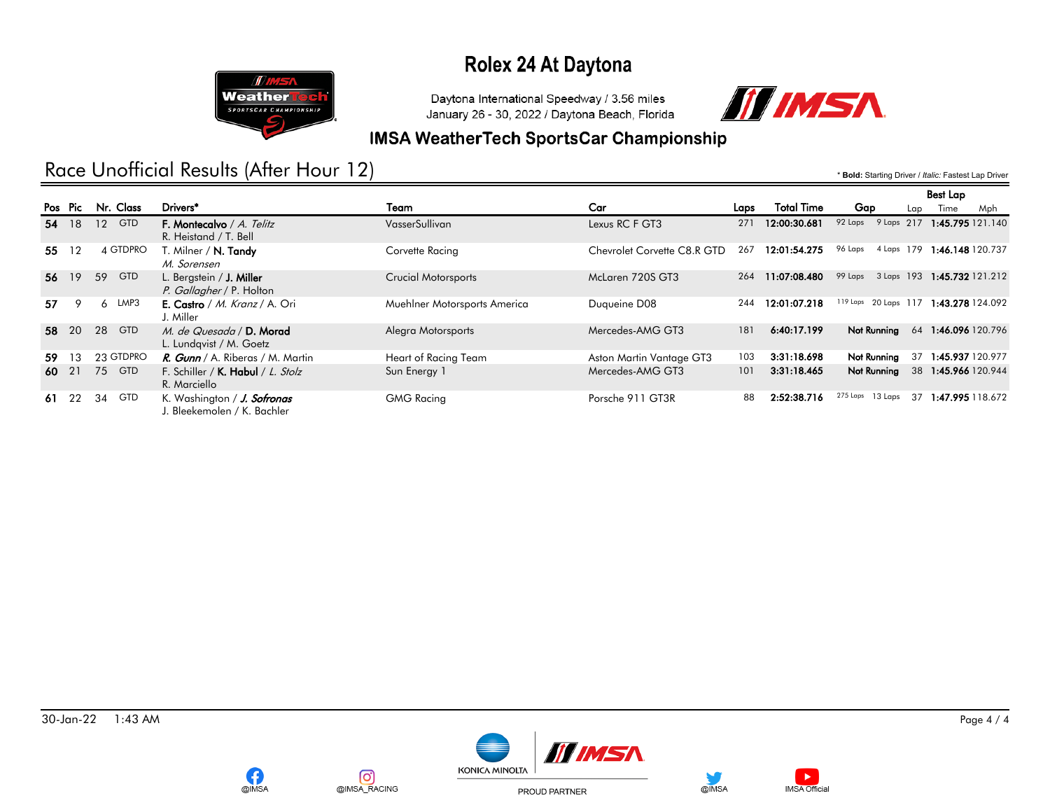# Rolex 24 At Daytona

Daytona International Speedway / 3.56 miles
January 26 - 30, 2022 / Daytona Beach, Florida

## IMSA WeatherTech SportsCar Championship

## Race Unofficial Results (After Hour 12)

\* **Bold:** Starting Driver / *Italic:* Fastest Lap Driver

| Pos | Pic | Nr. | Class | Drivers* | Team | Car | Laps | Total Time | Gap | | Best Lap | | |
|---|---|---|---|---|---|---|---|---|---|---|---|---|---|
| | | | | | | | | | | | Lap | Time | Mph |
| 54 | 18 | 12 | GTD | **F. Montecalvo** / *A. Telitz* R. Heistand / T. Bell | VasserSullivan | Lexus RC F GT3 | 271 | **12:00:30.681** | 92 Laps | 9 Laps | 217 | **1:45.795** | 121.140 |
| 55 | 12 | 4 | GTDPRO | T. Milner / **N. Tandy** *M. Sorensen* | Corvette Racing | Chevrolet Corvette C8.R GTD | 267 | **12:01:54.275** | 96 Laps | 4 Laps | 179 | **1:46.148** | 120.737 |
| 56 | 19 | 59 | GTD | L. Bergstein / **J. Miller** *P. Gallagher* / P. Holton | Crucial Motorsports | McLaren 720S GT3 | 264 | **11:07:08.480** | 99 Laps | 3 Laps | 193 | **1:45.732** | 121.212 |
| 57 | 9 | 6 | LMP3 | **E. Castro** / *M. Kranz* / A. Ori J. Miller | Muehlner Motorsports America | Duqueine D08 | 244 | **12:01:07.218** | 119 Laps | 20 Laps | 117 | **1:43.278** | 124.092 |
| 58 | 20 | 28 | GTD | *M. de Quesada* / **D. Morad** L. Lundqvist / M. Goetz | Alegra Motorsports | Mercedes-AMG GT3 | 181 | **6:40:17.199** | **Not Running** | | 64 | **1:46.096** | 120.796 |
| 59 | 13 | 23 | GTDPRO | ***R. Gunn*** / A. Riberas / M. Martin | Heart of Racing Team | Aston Martin Vantage GT3 | 103 | **3:31:18.698** | **Not Running** | | 37 | **1:45.937** | 120.977 |
| 60 | 21 | 75 | GTD | F. Schiller / **K. Habul** / *L. Stolz* R. Marciello | Sun Energy 1 | Mercedes-AMG GT3 | 101 | **3:31:18.465** | **Not Running** | | 38 | **1:45.966** | 120.944 |
| 61 | 22 | 34 | GTD | K. Washington / ***J. Sofronas*** J. Bleekemolen / K. Bachler | GMG Racing | Porsche 911 GT3R | 88 | **2:52:38.716** | 275 Laps | 13 Laps | 37 | **1:47.995** | 118.672 |

30-Jan-22 1:43 AM